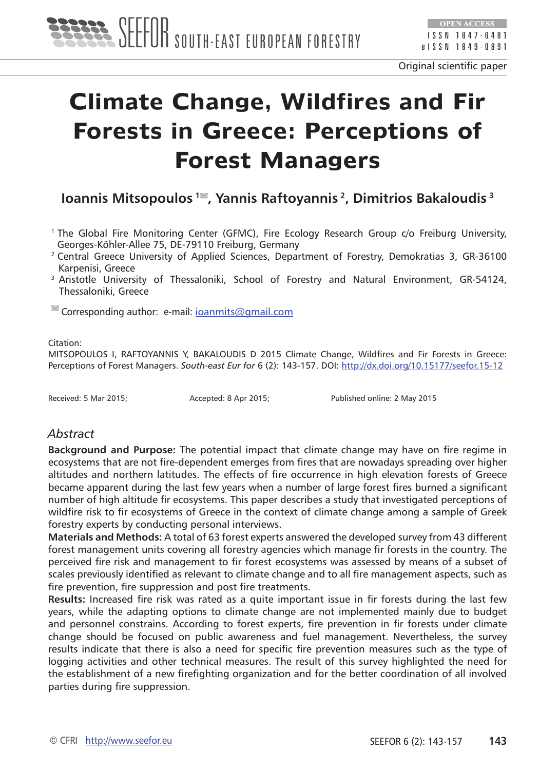Original scientific paper

# Climate Change, Wildfires and Fir Forests in Greece: Perceptions of Forest Managers

**Ioannis Mitsopoulos [1], Yannis Raftoyannis [2], Dimitrios Bakaloudis [3]**

[1] The Global Fire Monitoring Center (GFMC), Fire Ecology Research Group c/o Freiburg University, Georges-Köhler-Allee 75, DE-79110 Freiburg, Germany

[2] Central Greece University of Applied Sciences, Department of Forestry, Demokratias 3, GR-36100 Karpenisi, Greece

[3] Aristotle University of Thessaloniki, School of Forestry and Natural Environment, GR-54124, Thessaloniki, Greece

Corresponding author: e-mail: ioanmits@gmail.com

Citation:
MITSOPOULOS I, RAFTOYANNIS Y, BAKALOUDIS D 2015 Climate Change, Wildfires and Fir Forests in Greece: Perceptions of Forest Managers. *South-east Eur for* 6 (2): 143-157. DOI: http://dx.doi.org/10.15177/seefor.15-12

Received: 5 Mar 2015; Accepted: 8 Apr 2015; Published online: 2 May 2015

## *Abstract*

**Background and Purpose:** The potential impact that climate change may have on fire regime in ecosystems that are not fire-dependent emerges from fires that are nowadays spreading over higher altitudes and northern latitudes. The effects of fire occurrence in high elevation forests of Greece became apparent during the last few years when a number of large forest fires burned a significant number of high altitude fir ecosystems. This paper describes a study that investigated perceptions of wildfire risk to fir ecosystems of Greece in the context of climate change among a sample of Greek forestry experts by conducting personal interviews.

**Materials and Methods:** A total of 63 forest experts answered the developed survey from 43 different forest management units covering all forestry agencies which manage fir forests in the country. The perceived fire risk and management to fir forest ecosystems was assessed by means of a subset of scales previously identified as relevant to climate change and to all fire management aspects, such as fire prevention, fire suppression and post fire treatments.

**Results:** Increased fire risk was rated as a quite important issue in fir forests during the last few years, while the adapting options to climate change are not implemented mainly due to budget and personnel constrains. According to forest experts, fire prevention in fir forests under climate change should be focused on public awareness and fuel management. Nevertheless, the survey results indicate that there is also a need for specific fire prevention measures such as the type of logging activities and other technical measures. The result of this survey highlighted the need for the establishment of a new firefighting organization and for the better coordination of all involved parties during fire suppression.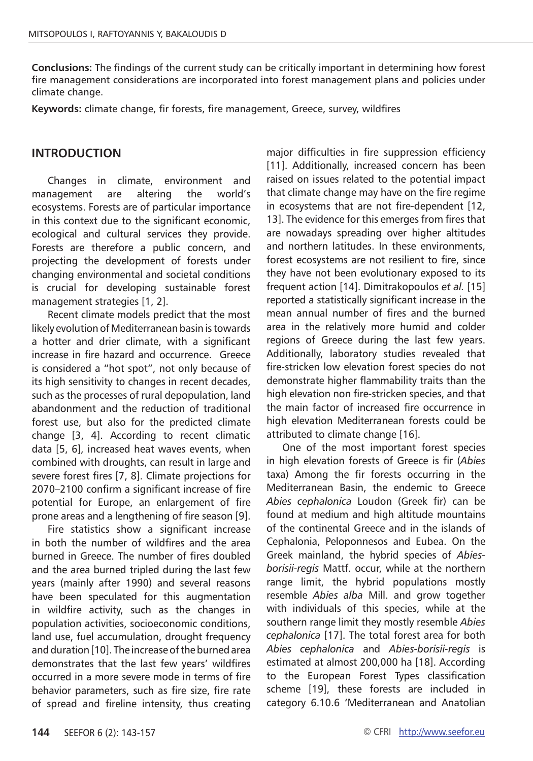**Conclusions:** The findings of the current study can be critically important in determining how forest fire management considerations are incorporated into forest management plans and policies under climate change.

**Keywords:** climate change, fir forests, fire management, Greece, survey, wildfires

## INTRODUCTION

Changes in climate, environment and management are altering the world's ecosystems. Forests are of particular importance in this context due to the significant economic, ecological and cultural services they provide. Forests are therefore a public concern, and projecting the development of forests under changing environmental and societal conditions is crucial for developing sustainable forest management strategies [1, 2].

Recent climate models predict that the most likely evolution of Mediterranean basin is towards a hotter and drier climate, with a significant increase in fire hazard and occurrence. Greece is considered a "hot spot", not only because of its high sensitivity to changes in recent decades, such as the processes of rural depopulation, land abandonment and the reduction of traditional forest use, but also for the predicted climate change [3, 4]. According to recent climatic data [5, 6], increased heat waves events, when combined with droughts, can result in large and severe forest fires [7, 8]. Climate projections for 2070–2100 confirm a significant increase of fire potential for Europe, an enlargement of fire prone areas and a lengthening of fire season [9].

Fire statistics show a significant increase in both the number of wildfires and the area burned in Greece. The number of fires doubled and the area burned tripled during the last few years (mainly after 1990) and several reasons have been speculated for this augmentation in wildfire activity, such as the changes in population activities, socioeconomic conditions, land use, fuel accumulation, drought frequency and duration [10]. The increase of the burned area demonstrates that the last few years' wildfires occurred in a more severe mode in terms of fire behavior parameters, such as fire size, fire rate of spread and fireline intensity, thus creating major difficulties in fire suppression efficiency [11]. Additionally, increased concern has been raised on issues related to the potential impact that climate change may have on the fire regime in ecosystems that are not fire-dependent [12, 13]. The evidence for this emerges from fires that are nowadays spreading over higher altitudes and northern latitudes. In these environments, forest ecosystems are not resilient to fire, since they have not been evolutionary exposed to its frequent action [14]. Dimitrakopoulos *et al.* [15] reported a statistically significant increase in the mean annual number of fires and the burned area in the relatively more humid and colder regions of Greece during the last few years. Additionally, laboratory studies revealed that fire-stricken low elevation forest species do not demonstrate higher flammability traits than the high elevation non fire-stricken species, and that the main factor of increased fire occurrence in high elevation Mediterranean forests could be attributed to climate change [16].

One of the most important forest species in high elevation forests of Greece is fir (*Abies* taxa) Among the fir forests occurring in the Mediterranean Basin, the endemic to Greece *Abies cephalonica* Loudon (Greek fir) can be found at medium and high altitude mountains of the continental Greece and in the islands of Cephalonia, Peloponnesos and Eubea. On the Greek mainland, the hybrid species of *Abies-borisii-regis* Mattf. occur, while at the northern range limit, the hybrid populations mostly resemble *Abies alba* Mill. and grow together with individuals of this species, while at the southern range limit they mostly resemble *Abies cephalonica* [17]. The total forest area for both *Abies cephalonica* and *Abies-borisii-regis* is estimated at almost 200,000 ha [18]. According to the European Forest Types classification scheme [19], these forests are included in category 6.10.6 'Mediterranean and Anatolian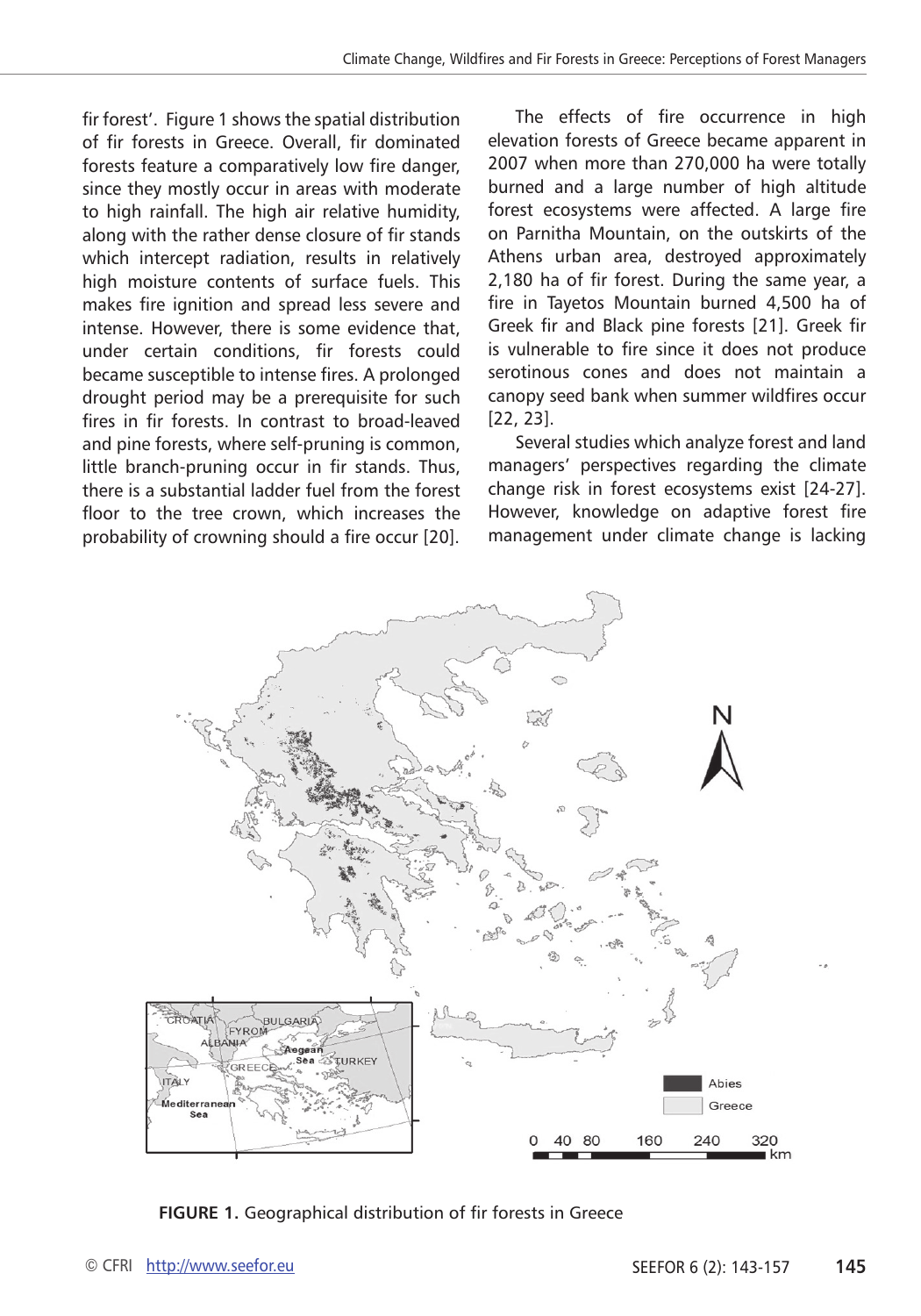fir forest'. Figure 1 shows the spatial distribution of fir forests in Greece. Overall, fir dominated forests feature a comparatively low fire danger, since they mostly occur in areas with moderate to high rainfall. The high air relative humidity, along with the rather dense closure of fir stands which intercept radiation, results in relatively high moisture contents of surface fuels. This makes fire ignition and spread less severe and intense. However, there is some evidence that, under certain conditions, fir forests could became susceptible to intense fires. A prolonged drought period may be a prerequisite for such fires in fir forests. In contrast to broad-leaved and pine forests, where self-pruning is common, little branch-pruning occur in fir stands. Thus, there is a substantial ladder fuel from the forest floor to the tree crown, which increases the probability of crowning should a fire occur [20].

The effects of fire occurrence in high elevation forests of Greece became apparent in 2007 when more than 270,000 ha were totally burned and a large number of high altitude forest ecosystems were affected. A large fire on Parnitha Mountain, on the outskirts of the Athens urban area, destroyed approximately 2,180 ha of fir forest. During the same year, a fire in Tayetos Mountain burned 4,500 ha of Greek fir and Black pine forests [21]. Greek fir is vulnerable to fire since it does not produce serotinous cones and does not maintain a canopy seed bank when summer wildfires occur [22, 23].

Several studies which analyze forest and land managers' perspectives regarding the climate change risk in forest ecosystems exist [24-27]. However, knowledge on adaptive forest fire management under climate change is lacking

**FIGURE 1.** Geographical distribution of fir forests in Greece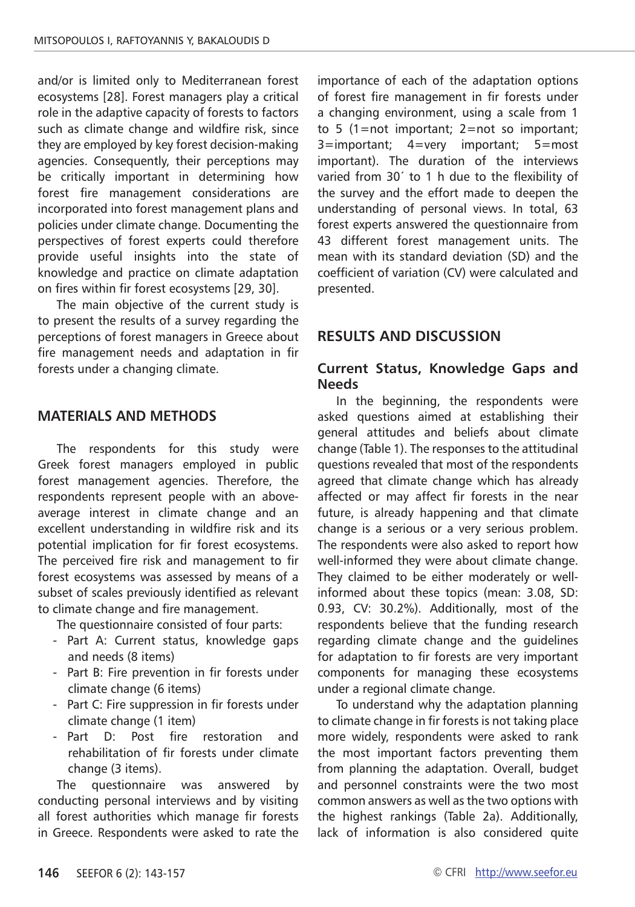and/or is limited only to Mediterranean forest ecosystems [28]. Forest managers play a critical role in the adaptive capacity of forests to factors such as climate change and wildfire risk, since they are employed by key forest decision-making agencies. Consequently, their perceptions may be critically important in determining how forest fire management considerations are incorporated into forest management plans and policies under climate change. Documenting the perspectives of forest experts could therefore provide useful insights into the state of knowledge and practice on climate adaptation on fires within fir forest ecosystems [29, 30].

The main objective of the current study is to present the results of a survey regarding the perceptions of forest managers in Greece about fire management needs and adaptation in fir forests under a changing climate.

## MATERIALS AND METHODS

The respondents for this study were Greek forest managers employed in public forest management agencies. Therefore, the respondents represent people with an above-average interest in climate change and an excellent understanding in wildfire risk and its potential implication for fir forest ecosystems. The perceived fire risk and management to fir forest ecosystems was assessed by means of a subset of scales previously identified as relevant to climate change and fire management.

The questionnaire consisted of four parts:

- Part A: Current status, knowledge gaps and needs (8 items)
- Part B: Fire prevention in fir forests under climate change (6 items)
- Part C: Fire suppression in fir forests under climate change (1 item)
- Part D: Post fire restoration and rehabilitation of fir forests under climate change (3 items).

The questionnaire was answered by conducting personal interviews and by visiting all forest authorities which manage fir forests in Greece. Respondents were asked to rate the importance of each of the adaptation options of forest fire management in fir forests under a changing environment, using a scale from 1 to 5 (1=not important; 2=not so important; 3=important; 4=very important; 5=most important). The duration of the interviews varied from 30´ to 1 h due to the flexibility of the survey and the effort made to deepen the understanding of personal views. In total, 63 forest experts answered the questionnaire from 43 different forest management units. The mean with its standard deviation (SD) and the coefficient of variation (CV) were calculated and presented.

## RESULTS AND DISCUSSION

### Current Status, Knowledge Gaps and Needs

In the beginning, the respondents were asked questions aimed at establishing their general attitudes and beliefs about climate change (Table 1). The responses to the attitudinal questions revealed that most of the respondents agreed that climate change which has already affected or may affect fir forests in the near future, is already happening and that climate change is a serious or a very serious problem. The respondents were also asked to report how well-informed they were about climate change. They claimed to be either moderately or well-informed about these topics (mean: 3.08, SD: 0.93, CV: 30.2%). Additionally, most of the respondents believe that the funding research regarding climate change and the guidelines for adaptation to fir forests are very important components for managing these ecosystems under a regional climate change.

To understand why the adaptation planning to climate change in fir forests is not taking place more widely, respondents were asked to rank the most important factors preventing them from planning the adaptation. Overall, budget and personnel constraints were the two most common answers as well as the two options with the highest rankings (Table 2a). Additionally, lack of information is also considered quite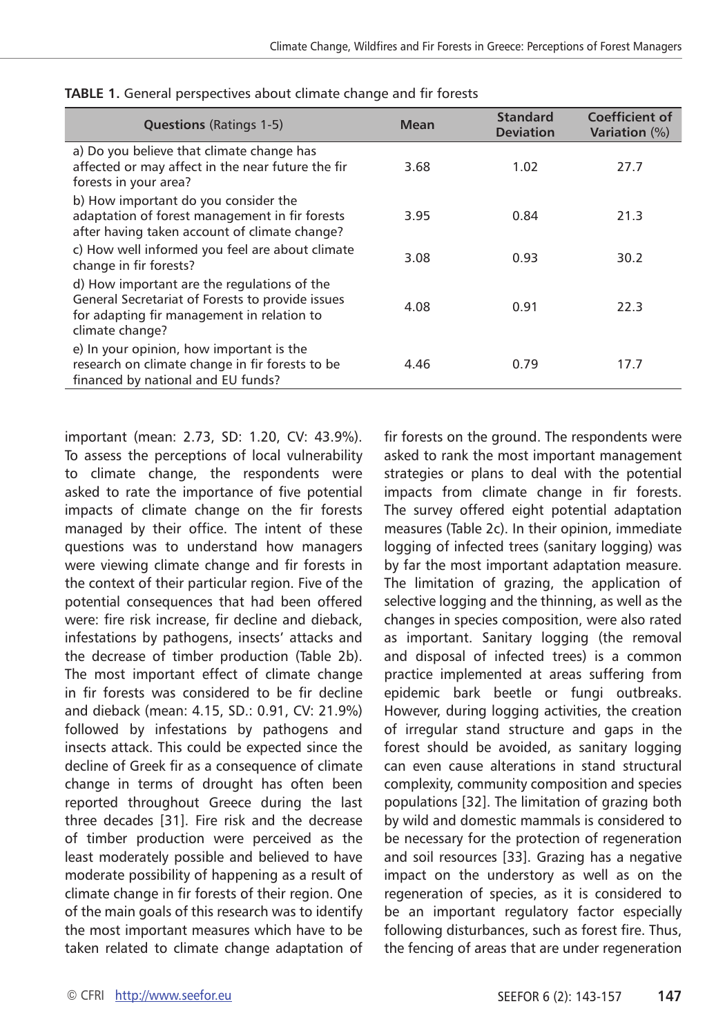**TABLE 1.** General perspectives about climate change and fir forests

| **Questions** (Ratings 1-5) | **Mean** | **Standard Deviation** | **Coefficient of Variation** (%) |
|---|---|---|---|
| a) Do you believe that climate change has affected or may affect in the near future the fir forests in your area? | 3.68 | 1.02 | 27.7 |
| b) How important do you consider the adaptation of forest management in fir forests after having taken account of climate change? | 3.95 | 0.84 | 21.3 |
| c) How well informed you feel are about climate change in fir forests? | 3.08 | 0.93 | 30.2 |
| d) How important are the regulations of the General Secretariat of Forests to provide issues for adapting fir management in relation to climate change? | 4.08 | 0.91 | 22.3 |
| e) In your opinion, how important is the research on climate change in fir forests to be financed by national and EU funds? | 4.46 | 0.79 | 17.7 |

important (mean: 2.73, SD: 1.20, CV: 43.9%). To assess the perceptions of local vulnerability to climate change, the respondents were asked to rate the importance of five potential impacts of climate change on the fir forests managed by their office. The intent of these questions was to understand how managers were viewing climate change and fir forests in the context of their particular region. Five of the potential consequences that had been offered were: fire risk increase, fir decline and dieback, infestations by pathogens, insects' attacks and the decrease of timber production (Table 2b). The most important effect of climate change in fir forests was considered to be fir decline and dieback (mean: 4.15, SD.: 0.91, CV: 21.9%) followed by infestations by pathogens and insects attack. This could be expected since the decline of Greek fir as a consequence of climate change in terms of drought has often been reported throughout Greece during the last three decades [31]. Fire risk and the decrease of timber production were perceived as the least moderately possible and believed to have moderate possibility of happening as a result of climate change in fir forests of their region. One of the main goals of this research was to identify the most important measures which have to be taken related to climate change adaptation of fir forests on the ground. The respondents were asked to rank the most important management strategies or plans to deal with the potential impacts from climate change in fir forests. The survey offered eight potential adaptation measures (Table 2c). In their opinion, immediate logging of infected trees (sanitary logging) was by far the most important adaptation measure. The limitation of grazing, the application of selective logging and the thinning, as well as the changes in species composition, were also rated as important. Sanitary logging (the removal and disposal of infected trees) is a common practice implemented at areas suffering from epidemic bark beetle or fungi outbreaks. However, during logging activities, the creation of irregular stand structure and gaps in the forest should be avoided, as sanitary logging can even cause alterations in stand structural complexity, community composition and species populations [32]. The limitation of grazing both by wild and domestic mammals is considered to be necessary for the protection of regeneration and soil resources [33]. Grazing has a negative impact on the understory as well as on the regeneration of species, as it is considered to be an important regulatory factor especially following disturbances, such as forest fire. Thus, the fencing of areas that are under regeneration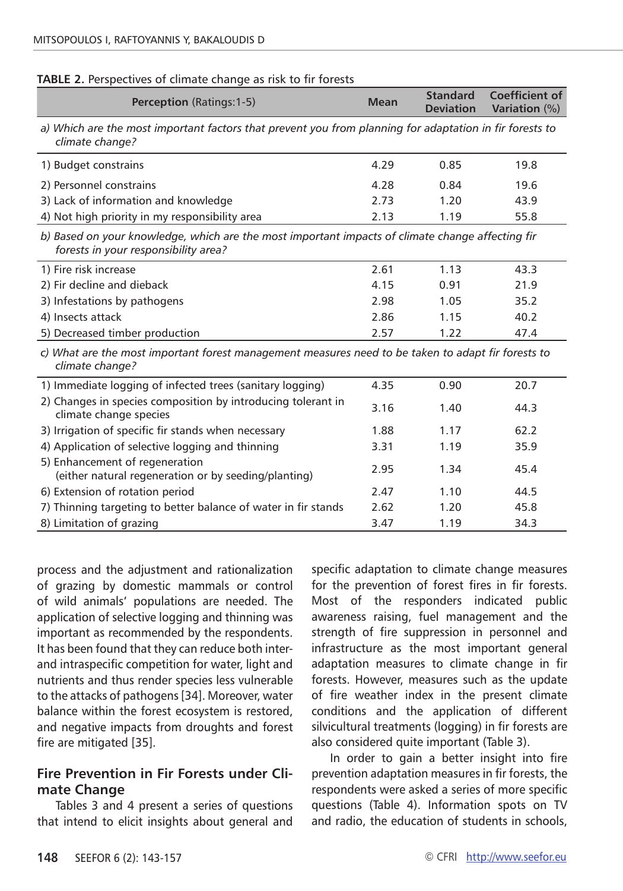**TABLE 2.** Perspectives of climate change as risk to fir forests

| **Perception** (Ratings:1-5) | **Mean** | **Standard Deviation** | **Coefficient of Variation** (%) |
|---|---|---|---|
| *a) Which are the most important factors that prevent you from planning for adaptation in fir forests to climate change?* | | | |
| 1) Budget constrains | 4.29 | 0.85 | 19.8 |
| 2) Personnel constrains | 4.28 | 0.84 | 19.6 |
| 3) Lack of information and knowledge | 2.73 | 1.20 | 43.9 |
| 4) Not high priority in my responsibility area | 2.13 | 1.19 | 55.8 |
| *b) Based on your knowledge, which are the most important impacts of climate change affecting fir forests in your responsibility area?* | | | |
| 1) Fire risk increase | 2.61 | 1.13 | 43.3 |
| 2) Fir decline and dieback | 4.15 | 0.91 | 21.9 |
| 3) Infestations by pathogens | 2.98 | 1.05 | 35.2 |
| 4) Insects attack | 2.86 | 1.15 | 40.2 |
| 5) Decreased timber production | 2.57 | 1.22 | 47.4 |
| *c) What are the most important forest management measures need to be taken to adapt fir forests to climate change?* | | | |
| 1) Immediate logging of infected trees (sanitary logging) | 4.35 | 0.90 | 20.7 |
| 2) Changes in species composition by introducing tolerant in climate change species | 3.16 | 1.40 | 44.3 |
| 3) Irrigation of specific fir stands when necessary | 1.88 | 1.17 | 62.2 |
| 4) Application of selective logging and thinning | 3.31 | 1.19 | 35.9 |
| 5) Enhancement of regeneration (either natural regeneration or by seeding/planting) | 2.95 | 1.34 | 45.4 |
| 6) Extension of rotation period | 2.47 | 1.10 | 44.5 |
| 7) Thinning targeting to better balance of water in fir stands | 2.62 | 1.20 | 45.8 |
| 8) Limitation of grazing | 3.47 | 1.19 | 34.3 |

process and the adjustment and rationalization of grazing by domestic mammals or control of wild animals' populations are needed. The application of selective logging and thinning was important as recommended by the respondents. It has been found that they can reduce both inter- and intraspecific competition for water, light and nutrients and thus render species less vulnerable to the attacks of pathogens [34]. Moreover, water balance within the forest ecosystem is restored, and negative impacts from droughts and forest fire are mitigated [35].

## Fire Prevention in Fir Forests under Climate Change

Tables 3 and 4 present a series of questions that intend to elicit insights about general and specific adaptation to climate change measures for the prevention of forest fires in fir forests. Most of the responders indicated public awareness raising, fuel management and the strength of fire suppression in personnel and infrastructure as the most important general adaptation measures to climate change in fir forests. However, measures such as the update of fire weather index in the present climate conditions and the application of different silvicultural treatments (logging) in fir forests are also considered quite important (Table 3).

In order to gain a better insight into fire prevention adaptation measures in fir forests, the respondents were asked a series of more specific questions (Table 4). Information spots on TV and radio, the education of students in schools,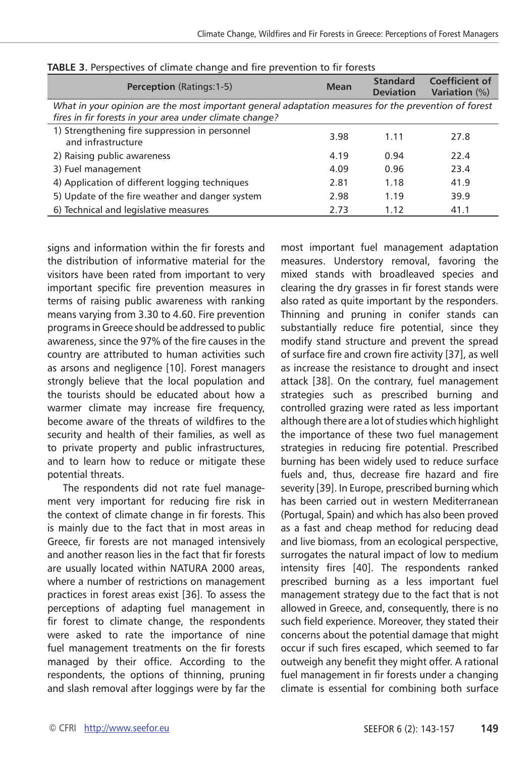**TABLE 3.** Perspectives of climate change and fire prevention to fir forests

| **Perception** (Ratings:1-5) | **Mean** | **Standard Deviation** | **Coefficient of Variation** (%) |
|---|---|---|---|
| *What in your opinion are the most important general adaptation measures for the prevention of forest fires in fir forests in your area under climate change?* | | | |
| 1) Strengthening fire suppression in personnel and infrastructure | 3.98 | 1.11 | 27.8 |
| 2) Raising public awareness | 4.19 | 0.94 | 22.4 |
| 3) Fuel management | 4.09 | 0.96 | 23.4 |
| 4) Application of different logging techniques | 2.81 | 1.18 | 41.9 |
| 5) Update of the fire weather and danger system | 2.98 | 1.19 | 39.9 |
| 6) Technical and legislative measures | 2.73 | 1.12 | 41.1 |

signs and information within the fir forests and the distribution of informative material for the visitors have been rated from important to very important specific fire prevention measures in terms of raising public awareness with ranking means varying from 3.30 to 4.60. Fire prevention programs in Greece should be addressed to public awareness, since the 97% of the fire causes in the country are attributed to human activities such as arsons and negligence [10]. Forest managers strongly believe that the local population and the tourists should be educated about how a warmer climate may increase fire frequency, become aware of the threats of wildfires to the security and health of their families, as well as to private property and public infrastructures, and to learn how to reduce or mitigate these potential threats.

The respondents did not rate fuel management very important for reducing fire risk in the context of climate change in fir forests. This is mainly due to the fact that in most areas in Greece, fir forests are not managed intensively and another reason lies in the fact that fir forests are usually located within NATURA 2000 areas, where a number of restrictions on management practices in forest areas exist [36]. To assess the perceptions of adapting fuel management in fir forest to climate change, the respondents were asked to rate the importance of nine fuel management treatments on the fir forests managed by their office. According to the respondents, the options of thinning, pruning and slash removal after loggings were by far the most important fuel management adaptation measures. Understory removal, favoring the mixed stands with broadleaved species and clearing the dry grasses in fir forest stands were also rated as quite important by the responders. Thinning and pruning in conifer stands can substantially reduce fire potential, since they modify stand structure and prevent the spread of surface fire and crown fire activity [37], as well as increase the resistance to drought and insect attack [38]. On the contrary, fuel management strategies such as prescribed burning and controlled grazing were rated as less important although there are a lot of studies which highlight the importance of these two fuel management strategies in reducing fire potential. Prescribed burning has been widely used to reduce surface fuels and, thus, decrease fire hazard and fire severity [39]. In Europe, prescribed burning which has been carried out in western Mediterranean (Portugal, Spain) and which has also been proved as a fast and cheap method for reducing dead and live biomass, from an ecological perspective, surrogates the natural impact of low to medium intensity fires [40]. The respondents ranked prescribed burning as a less important fuel management strategy due to the fact that is not allowed in Greece, and, consequently, there is no such field experience. Moreover, they stated their concerns about the potential damage that might occur if such fires escaped, which seemed to far outweigh any benefit they might offer. A rational fuel management in fir forests under a changing climate is essential for combining both surface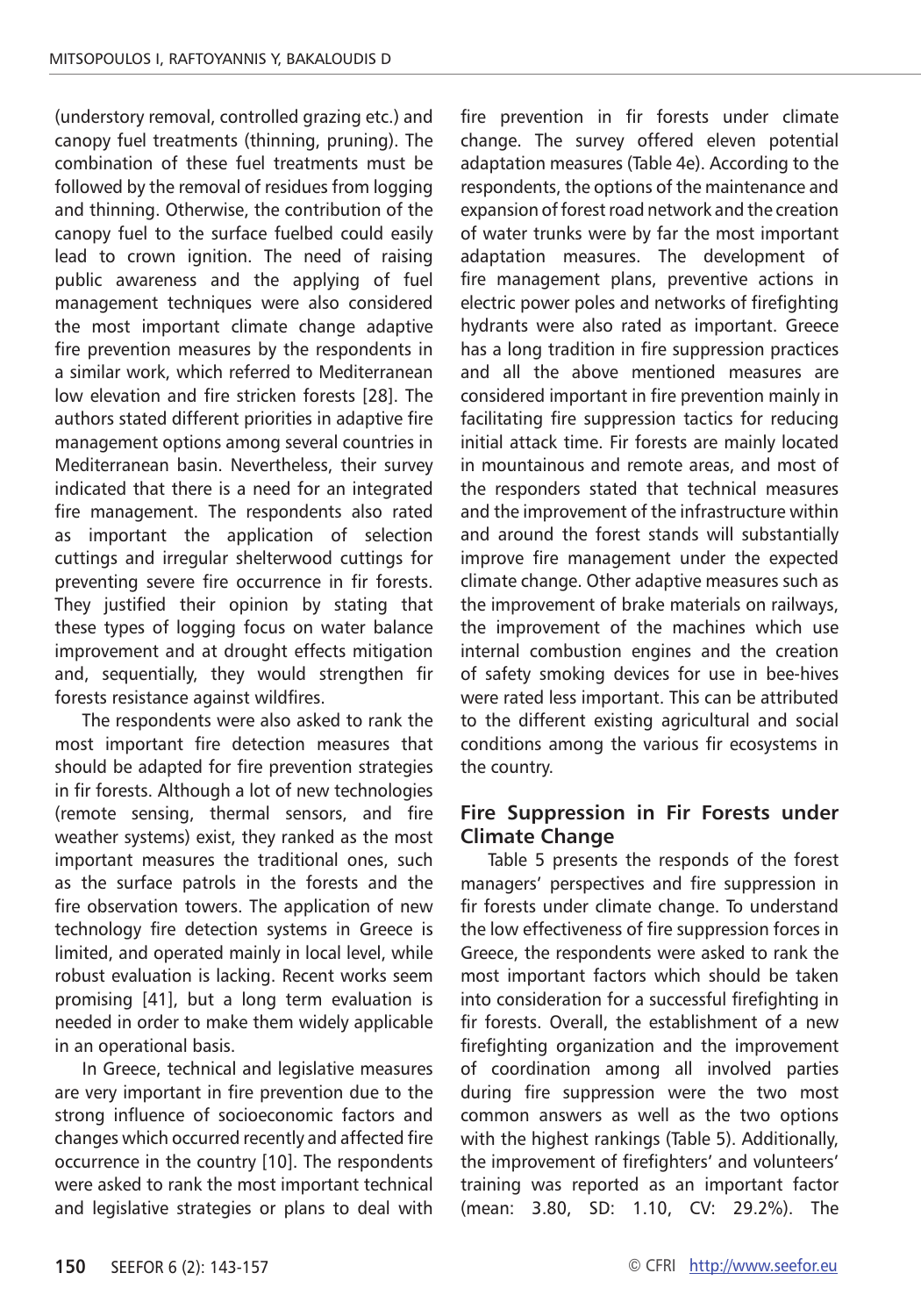(understory removal, controlled grazing etc.) and canopy fuel treatments (thinning, pruning). The combination of these fuel treatments must be followed by the removal of residues from logging and thinning. Otherwise, the contribution of the canopy fuel to the surface fuelbed could easily lead to crown ignition. The need of raising public awareness and the applying of fuel management techniques were also considered the most important climate change adaptive fire prevention measures by the respondents in a similar work, which referred to Mediterranean low elevation and fire stricken forests [28]. The authors stated different priorities in adaptive fire management options among several countries in Mediterranean basin. Nevertheless, their survey indicated that there is a need for an integrated fire management. The respondents also rated as important the application of selection cuttings and irregular shelterwood cuttings for preventing severe fire occurrence in fir forests. They justified their opinion by stating that these types of logging focus on water balance improvement and at drought effects mitigation and, sequentially, they would strengthen fir forests resistance against wildfires.

The respondents were also asked to rank the most important fire detection measures that should be adapted for fire prevention strategies in fir forests. Although a lot of new technologies (remote sensing, thermal sensors, and fire weather systems) exist, they ranked as the most important measures the traditional ones, such as the surface patrols in the forests and the fire observation towers. The application of new technology fire detection systems in Greece is limited, and operated mainly in local level, while robust evaluation is lacking. Recent works seem promising [41], but a long term evaluation is needed in order to make them widely applicable in an operational basis.

In Greece, technical and legislative measures are very important in fire prevention due to the strong influence of socioeconomic factors and changes which occurred recently and affected fire occurrence in the country [10]. The respondents were asked to rank the most important technical and legislative strategies or plans to deal with fire prevention in fir forests under climate change. The survey offered eleven potential adaptation measures (Table 4e). According to the respondents, the options of the maintenance and expansion of forest road network and the creation of water trunks were by far the most important adaptation measures. The development of fire management plans, preventive actions in electric power poles and networks of firefighting hydrants were also rated as important. Greece has a long tradition in fire suppression practices and all the above mentioned measures are considered important in fire prevention mainly in facilitating fire suppression tactics for reducing initial attack time. Fir forests are mainly located in mountainous and remote areas, and most of the responders stated that technical measures and the improvement of the infrastructure within and around the forest stands will substantially improve fire management under the expected climate change. Other adaptive measures such as the improvement of brake materials on railways, the improvement of the machines which use internal combustion engines and the creation of safety smoking devices for use in bee-hives were rated less important. This can be attributed to the different existing agricultural and social conditions among the various fir ecosystems in the country.

## Fire Suppression in Fir Forests under Climate Change

Table 5 presents the responds of the forest managers' perspectives and fire suppression in fir forests under climate change. To understand the low effectiveness of fire suppression forces in Greece, the respondents were asked to rank the most important factors which should be taken into consideration for a successful firefighting in fir forests. Overall, the establishment of a new firefighting organization and the improvement of coordination among all involved parties during fire suppression were the two most common answers as well as the two options with the highest rankings (Table 5). Additionally, the improvement of firefighters' and volunteers' training was reported as an important factor (mean: 3.80, SD: 1.10, CV: 29.2%). The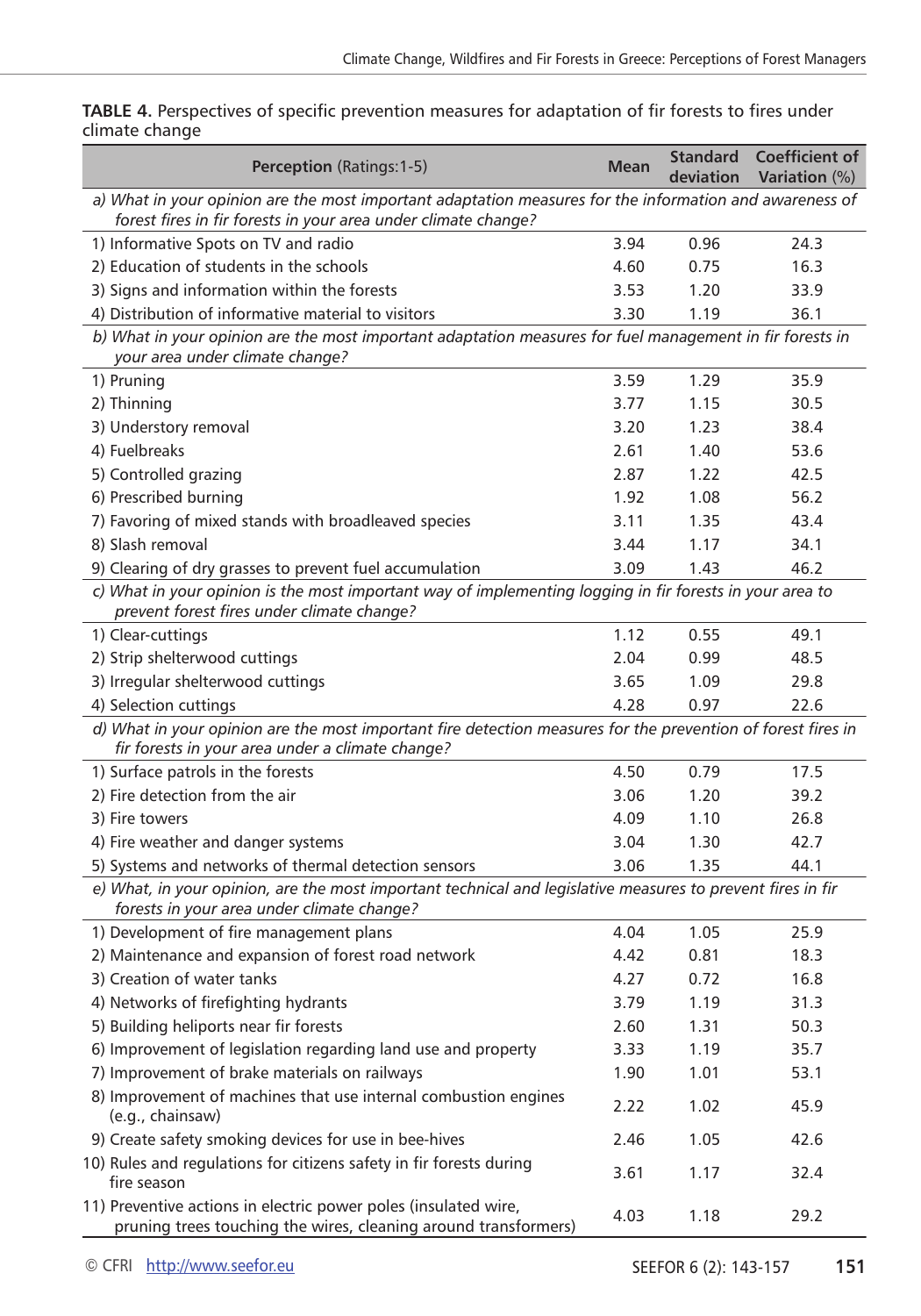**TABLE 4.** Perspectives of specific prevention measures for adaptation of fir forests to fires under climate change

| **Perception** (Ratings: 1-5) | **Mean** | **Standard deviation** | **Coefficient of Variation** (%) |
|---|---|---|---|
| *a) What in your opinion are the most important adaptation measures for the information and awareness of forest fires in fir forests in your area under climate change?* | | | |
| 1) Informative Spots on TV and radio | 3.94 | 0.96 | 24.3 |
| 2) Education of students in the schools | 4.60 | 0.75 | 16.3 |
| 3) Signs and information within the forests | 3.53 | 1.20 | 33.9 |
| 4) Distribution of informative material to visitors | 3.30 | 1.19 | 36.1 |
| *b) What in your opinion are the most important adaptation measures for fuel management in fir forests in your area under climate change?* | | | |
| 1) Pruning | 3.59 | 1.29 | 35.9 |
| 2) Thinning | 3.77 | 1.15 | 30.5 |
| 3) Understory removal | 3.20 | 1.23 | 38.4 |
| 4) Fuelbreaks | 2.61 | 1.40 | 53.6 |
| 5) Controlled grazing | 2.87 | 1.22 | 42.5 |
| 6) Prescribed burning | 1.92 | 1.08 | 56.2 |
| 7) Favoring of mixed stands with broadleaved species | 3.11 | 1.35 | 43.4 |
| 8) Slash removal | 3.44 | 1.17 | 34.1 |
| 9) Clearing of dry grasses to prevent fuel accumulation | 3.09 | 1.43 | 46.2 |
| *c) What in your opinion is the most important way of implementing logging in fir forests in your area to prevent forest fires under climate change?* | | | |
| 1) Clear-cuttings | 1.12 | 0.55 | 49.1 |
| 2) Strip shelterwood cuttings | 2.04 | 0.99 | 48.5 |
| 3) Irregular shelterwood cuttings | 3.65 | 1.09 | 29.8 |
| 4) Selection cuttings | 4.28 | 0.97 | 22.6 |
| *d) What in your opinion are the most important fire detection measures for the prevention of forest fires in fir forests in your area under a climate change?* | | | |
| 1) Surface patrols in the forests | 4.50 | 0.79 | 17.5 |
| 2) Fire detection from the air | 3.06 | 1.20 | 39.2 |
| 3) Fire towers | 4.09 | 1.10 | 26.8 |
| 4) Fire weather and danger systems | 3.04 | 1.30 | 42.7 |
| 5) Systems and networks of thermal detection sensors | 3.06 | 1.35 | 44.1 |
| *e) What, in your opinion, are the most important technical and legislative measures to prevent fires in fir forests in your area under climate change?* | | | |
| 1) Development of fire management plans | 4.04 | 1.05 | 25.9 |
| 2) Maintenance and expansion of forest road network | 4.42 | 0.81 | 18.3 |
| 3) Creation of water tanks | 4.27 | 0.72 | 16.8 |
| 4) Networks of firefighting hydrants | 3.79 | 1.19 | 31.3 |
| 5) Building heliports near fir forests | 2.60 | 1.31 | 50.3 |
| 6) Improvement of legislation regarding land use and property | 3.33 | 1.19 | 35.7 |
| 7) Improvement of brake materials on railways | 1.90 | 1.01 | 53.1 |
| 8) Improvement of machines that use internal combustion engines (e.g., chainsaw) | 2.22 | 1.02 | 45.9 |
| 9) Create safety smoking devices for use in bee-hives | 2.46 | 1.05 | 42.6 |
| 10) Rules and regulations for citizens safety in fir forests during fire season | 3.61 | 1.17 | 32.4 |
| 11) Preventive actions in electric power poles (insulated wire, pruning trees touching the wires, cleaning around transformers) | 4.03 | 1.18 | 29.2 |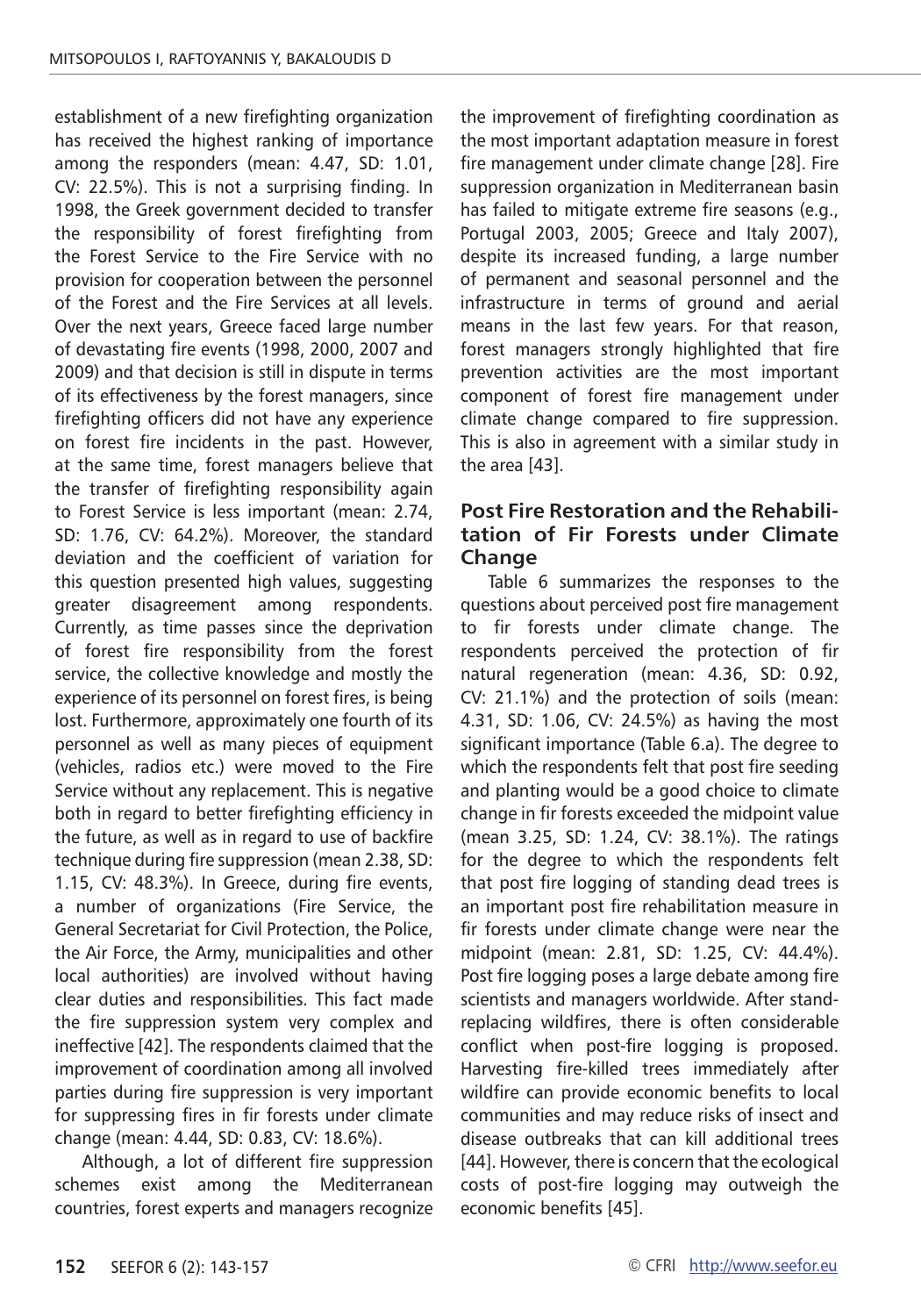establishment of a new firefighting organization has received the highest ranking of importance among the responders (mean: 4.47, SD: 1.01, CV: 22.5%). This is not a surprising finding. In 1998, the Greek government decided to transfer the responsibility of forest firefighting from the Forest Service to the Fire Service with no provision for cooperation between the personnel of the Forest and the Fire Services at all levels. Over the next years, Greece faced large number of devastating fire events (1998, 2000, 2007 and 2009) and that decision is still in dispute in terms of its effectiveness by the forest managers, since firefighting officers did not have any experience on forest fire incidents in the past. However, at the same time, forest managers believe that the transfer of firefighting responsibility again to Forest Service is less important (mean: 2.74, SD: 1.76, CV: 64.2%). Moreover, the standard deviation and the coefficient of variation for this question presented high values, suggesting greater disagreement among respondents. Currently, as time passes since the deprivation of forest fire responsibility from the forest service, the collective knowledge and mostly the experience of its personnel on forest fires, is being lost. Furthermore, approximately one fourth of its personnel as well as many pieces of equipment (vehicles, radios etc.) were moved to the Fire Service without any replacement. This is negative both in regard to better firefighting efficiency in the future, as well as in regard to use of backfire technique during fire suppression (mean 2.38, SD: 1.15, CV: 48.3%). In Greece, during fire events, a number of organizations (Fire Service, the General Secretariat for Civil Protection, the Police, the Air Force, the Army, municipalities and other local authorities) are involved without having clear duties and responsibilities. This fact made the fire suppression system very complex and ineffective [42]. The respondents claimed that the improvement of coordination among all involved parties during fire suppression is very important for suppressing fires in fir forests under climate change (mean: 4.44, SD: 0.83, CV: 18.6%).

Although, a lot of different fire suppression schemes exist among the Mediterranean countries, forest experts and managers recognize the improvement of firefighting coordination as the most important adaptation measure in forest fire management under climate change [28]. Fire suppression organization in Mediterranean basin has failed to mitigate extreme fire seasons (e.g., Portugal 2003, 2005; Greece and Italy 2007), despite its increased funding, a large number of permanent and seasonal personnel and the infrastructure in terms of ground and aerial means in the last few years. For that reason, forest managers strongly highlighted that fire prevention activities are the most important component of forest fire management under climate change compared to fire suppression. This is also in agreement with a similar study in the area [43].

## Post Fire Restoration and the Rehabilitation of Fir Forests under Climate Change

Table 6 summarizes the responses to the questions about perceived post fire management to fir forests under climate change. The respondents perceived the protection of fir natural regeneration (mean: 4.36, SD: 0.92, CV: 21.1%) and the protection of soils (mean: 4.31, SD: 1.06, CV: 24.5%) as having the most significant importance (Table 6.a). The degree to which the respondents felt that post fire seeding and planting would be a good choice to climate change in fir forests exceeded the midpoint value (mean 3.25, SD: 1.24, CV: 38.1%). The ratings for the degree to which the respondents felt that post fire logging of standing dead trees is an important post fire rehabilitation measure in fir forests under climate change were near the midpoint (mean: 2.81, SD: 1.25, CV: 44.4%). Post fire logging poses a large debate among fire scientists and managers worldwide. After stand-replacing wildfires, there is often considerable conflict when post-fire logging is proposed. Harvesting fire-killed trees immediately after wildfire can provide economic benefits to local communities and may reduce risks of insect and disease outbreaks that can kill additional trees [44]. However, there is concern that the ecological costs of post-fire logging may outweigh the economic benefits [45].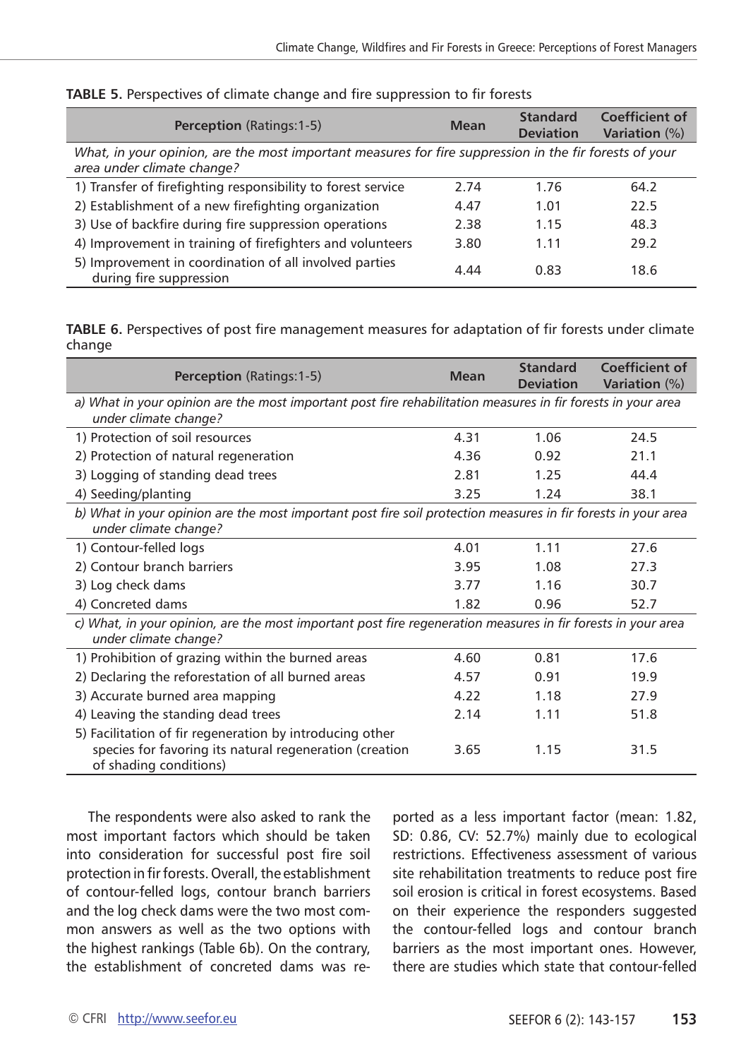**TABLE 5.** Perspectives of climate change and fire suppression to fir forests

| **Perception** (Ratings:1-5) | **Mean** | **Standard Deviation** | **Coefficient of Variation** (%) |
|---|---|---|---|
| *What, in your opinion, are the most important measures for fire suppression in the fir forests of your area under climate change?* | | | |
| 1) Transfer of firefighting responsibility to forest service | 2.74 | 1.76 | 64.2 |
| 2) Establishment of a new firefighting organization | 4.47 | 1.01 | 22.5 |
| 3) Use of backfire during fire suppression operations | 2.38 | 1.15 | 48.3 |
| 4) Improvement in training of firefighters and volunteers | 3.80 | 1.11 | 29.2 |
| 5) Improvement in coordination of all involved parties during fire suppression | 4.44 | 0.83 | 18.6 |

**TABLE 6.** Perspectives of post fire management measures for adaptation of fir forests under climate change

| **Perception** (Ratings:1-5) | **Mean** | **Standard Deviation** | **Coefficient of Variation** (%) |
|---|---|---|---|
| *a) What in your opinion are the most important post fire rehabilitation measures in fir forests in your area under climate change?* | | | |
| 1) Protection of soil resources | 4.31 | 1.06 | 24.5 |
| 2) Protection of natural regeneration | 4.36 | 0.92 | 21.1 |
| 3) Logging of standing dead trees | 2.81 | 1.25 | 44.4 |
| 4) Seeding/planting | 3.25 | 1.24 | 38.1 |
| *b) What in your opinion are the most important post fire soil protection measures in fir forests in your area under climate change?* | | | |
| 1) Contour-felled logs | 4.01 | 1.11 | 27.6 |
| 2) Contour branch barriers | 3.95 | 1.08 | 27.3 |
| 3) Log check dams | 3.77 | 1.16 | 30.7 |
| 4) Concreted dams | 1.82 | 0.96 | 52.7 |
| *c) What, in your opinion, are the most important post fire regeneration measures in fir forests in your area under climate change?* | | | |
| 1) Prohibition of grazing within the burned areas | 4.60 | 0.81 | 17.6 |
| 2) Declaring the reforestation of all burned areas | 4.57 | 0.91 | 19.9 |
| 3) Accurate burned area mapping | 4.22 | 1.18 | 27.9 |
| 4) Leaving the standing dead trees | 2.14 | 1.11 | 51.8 |
| 5) Facilitation of fir regeneration by introducing other species for favoring its natural regeneration (creation of shading conditions) | 3.65 | 1.15 | 31.5 |

The respondents were also asked to rank the most important factors which should be taken into consideration for successful post fire soil protection in fir forests. Overall, the establishment of contour-felled logs, contour branch barriers and the log check dams were the two most common answers as well as the two options with the highest rankings (Table 6b). On the contrary, the establishment of concreted dams was reported as a less important factor (mean: 1.82, SD: 0.86, CV: 52.7%) mainly due to ecological restrictions. Effectiveness assessment of various site rehabilitation treatments to reduce post fire soil erosion is critical in forest ecosystems. Based on their experience the responders suggested the contour-felled logs and contour branch barriers as the most important ones. However, there are studies which state that contour-felled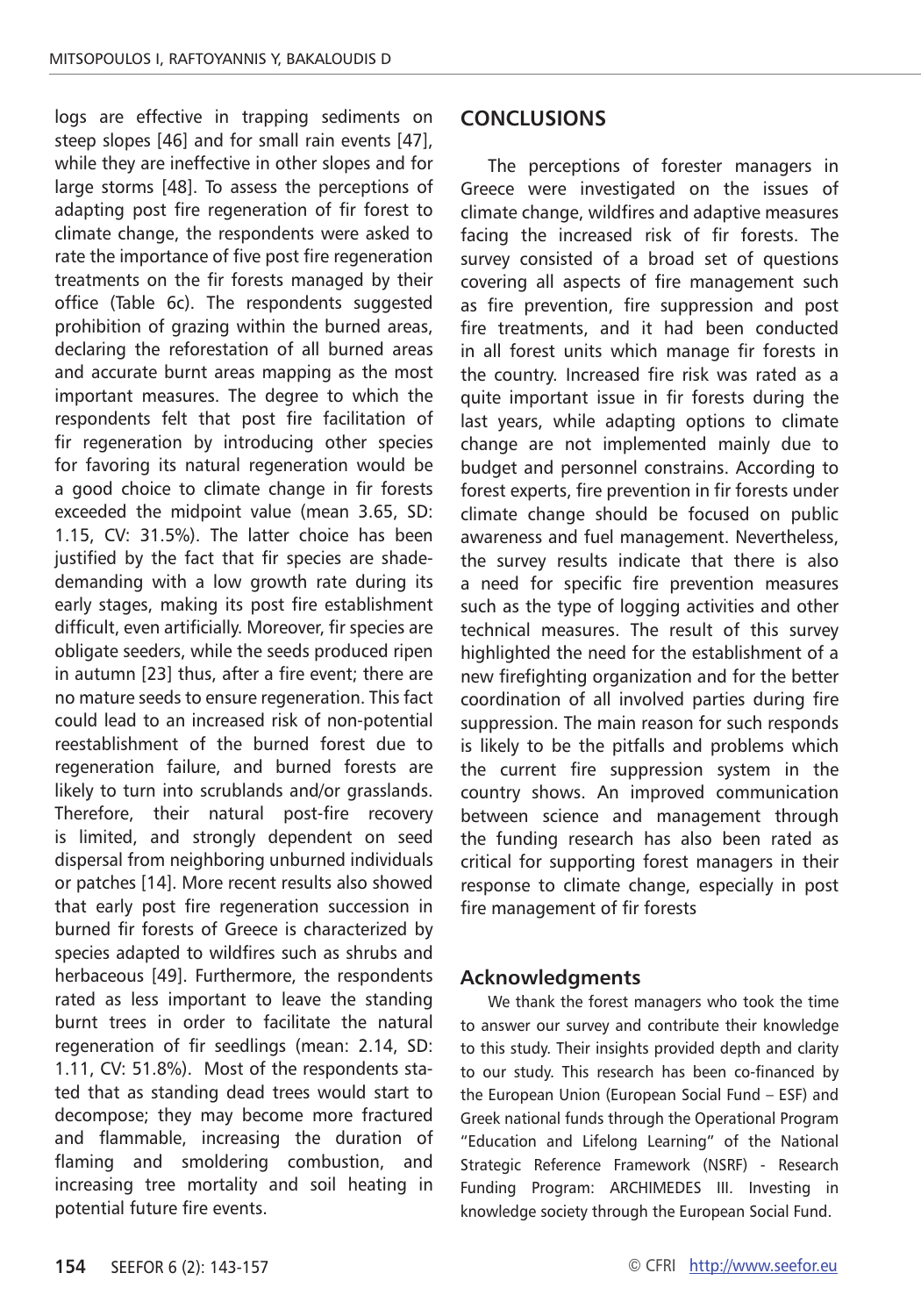logs are effective in trapping sediments on steep slopes [46] and for small rain events [47], while they are ineffective in other slopes and for large storms [48]. To assess the perceptions of adapting post fire regeneration of fir forest to climate change, the respondents were asked to rate the importance of five post fire regeneration treatments on the fir forests managed by their office (Table 6c). The respondents suggested prohibition of grazing within the burned areas, declaring the reforestation of all burned areas and accurate burnt areas mapping as the most important measures. The degree to which the respondents felt that post fire facilitation of fir regeneration by introducing other species for favoring its natural regeneration would be a good choice to climate change in fir forests exceeded the midpoint value (mean 3.65, SD: 1.15, CV: 31.5%). The latter choice has been justified by the fact that fir species are shade-demanding with a low growth rate during its early stages, making its post fire establishment difficult, even artificially. Moreover, fir species are obligate seeders, while the seeds produced ripen in autumn [23] thus, after a fire event; there are no mature seeds to ensure regeneration. This fact could lead to an increased risk of non-potential reestablishment of the burned forest due to regeneration failure, and burned forests are likely to turn into scrublands and/or grasslands. Therefore, their natural post-fire recovery is limited, and strongly dependent on seed dispersal from neighboring unburned individuals or patches [14]. More recent results also showed that early post fire regeneration succession in burned fir forests of Greece is characterized by species adapted to wildfires such as shrubs and herbaceous [49]. Furthermore, the respondents rated as less important to leave the standing burnt trees in order to facilitate the natural regeneration of fir seedlings (mean: 2.14, SD: 1.11, CV: 51.8%). Most of the respondents stated that as standing dead trees would start to decompose; they may become more fractured and flammable, increasing the duration of flaming and smoldering combustion, and increasing tree mortality and soil heating in potential future fire events.

## CONCLUSIONS

The perceptions of forester managers in Greece were investigated on the issues of climate change, wildfires and adaptive measures facing the increased risk of fir forests. The survey consisted of a broad set of questions covering all aspects of fire management such as fire prevention, fire suppression and post fire treatments, and it had been conducted in all forest units which manage fir forests in the country. Increased fire risk was rated as a quite important issue in fir forests during the last years, while adapting options to climate change are not implemented mainly due to budget and personnel constrains. According to forest experts, fire prevention in fir forests under climate change should be focused on public awareness and fuel management. Nevertheless, the survey results indicate that there is also a need for specific fire prevention measures such as the type of logging activities and other technical measures. The result of this survey highlighted the need for the establishment of a new firefighting organization and for the better coordination of all involved parties during fire suppression. The main reason for such responds is likely to be the pitfalls and problems which the current fire suppression system in the country shows. An improved communication between science and management through the funding research has also been rated as critical for supporting forest managers in their response to climate change, especially in post fire management of fir forests

### Acknowledgments

We thank the forest managers who took the time to answer our survey and contribute their knowledge to this study. Their insights provided depth and clarity to our study. This research has been co-financed by the European Union (European Social Fund – ESF) and Greek national funds through the Operational Program "Education and Lifelong Learning" of the National Strategic Reference Framework (NSRF) - Research Funding Program: ARCHIMEDES III. Investing in knowledge society through the European Social Fund.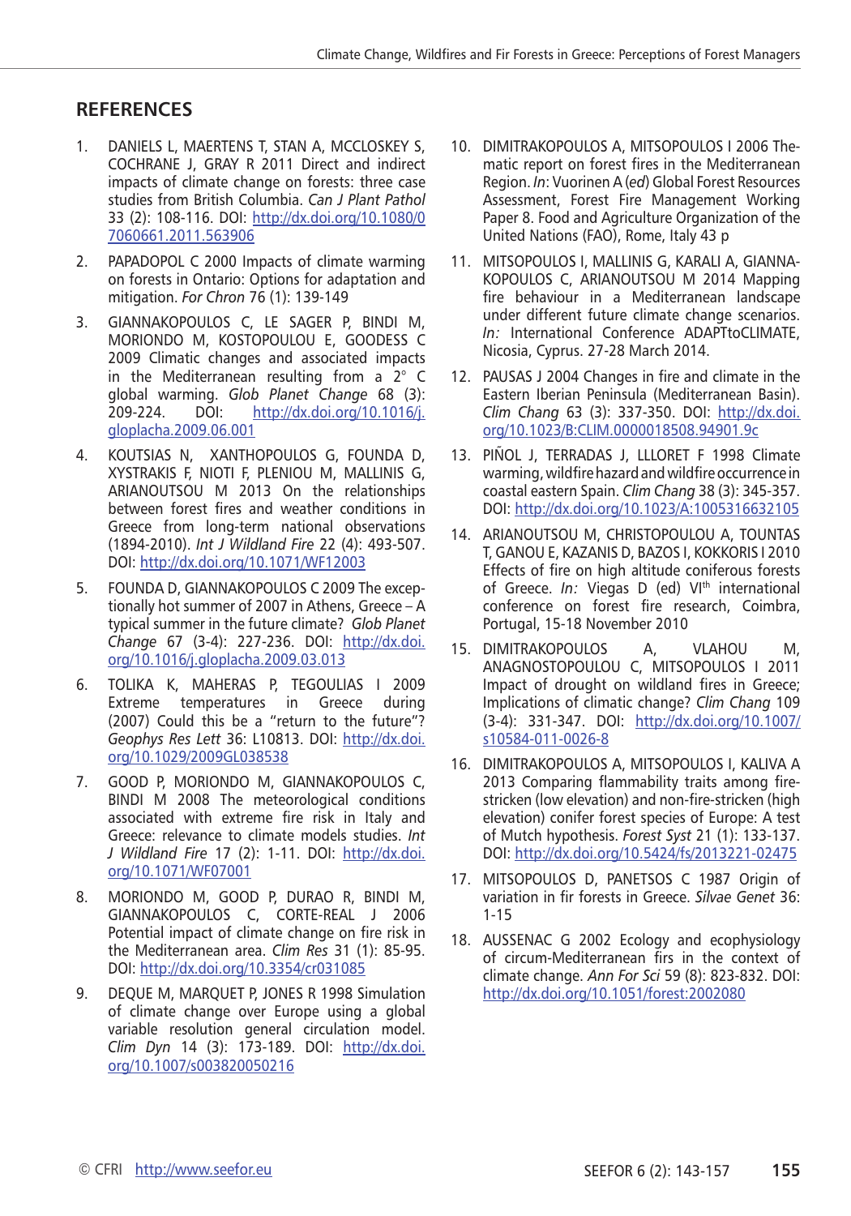## REFERENCES

1. DANIELS L, MAERTENS T, STAN A, MCCLOSKEY S, COCHRANE J, GRAY R 2011 Direct and indirect impacts of climate change on forests: three case studies from British Columbia. *Can J Plant Pathol* 33 (2): 108-116. DOI: http://dx.doi.org/10.1080/07060661.2011.563906
2. PAPADOPOL C 2000 Impacts of climate warming on forests in Ontario: Options for adaptation and mitigation. *For Chron* 76 (1): 139-149
3. GIANNAKOPOULOS C, LE SAGER P, BINDI M, MORIONDO M, KOSTOPOULOU E, GOODESS C 2009 Climatic changes and associated impacts in the Mediterranean resulting from a 2° C global warming. *Glob Planet Change* 68 (3): 209-224. DOI: http://dx.doi.org/10.1016/j.gloplacha.2009.06.001
4. KOUTSIAS N, XANTHOPOULOS G, FOUNDA D, XYSTRAKIS F, NIOTI F, PLENIOU M, MALLINIS G, ARIANOUTSOU M 2013 On the relationships between forest fires and weather conditions in Greece from long-term national observations (1894-2010). *Int J Wildland Fire* 22 (4): 493-507. DOI: http://dx.doi.org/10.1071/WF12003
5. FOUNDA D, GIANNAKOPOULOS C 2009 The exceptionally hot summer of 2007 in Athens, Greece – A typical summer in the future climate? *Glob Planet Change* 67 (3-4): 227-236. DOI: http://dx.doi.org/10.1016/j.gloplacha.2009.03.013
6. TOLIKA K, MAHERAS P, TEGOULIAS I 2009 Extreme temperatures in Greece during (2007) Could this be a "return to the future"? *Geophys Res Lett* 36: L10813. DOI: http://dx.doi.org/10.1029/2009GL038538
7. GOOD P, MORIONDO M, GIANNAKOPOULOS C, BINDI M 2008 The meteorological conditions associated with extreme fire risk in Italy and Greece: relevance to climate models studies. *Int J Wildland Fire* 17 (2): 1-11. DOI: http://dx.doi.org/10.1071/WF07001
8. MORIONDO M, GOOD P, DURAO R, BINDI M, GIANNAKOPOULOS C, CORTE-REAL J 2006 Potential impact of climate change on fire risk in the Mediterranean area. *Clim Res* 31 (1): 85-95. DOI: http://dx.doi.org/10.3354/cr031085
9. DEQUE M, MARQUET P, JONES R 1998 Simulation of climate change over Europe using a global variable resolution general circulation model. *Clim Dyn* 14 (3): 173-189. DOI: http://dx.doi.org/10.1007/s003820050216
10. DIMITRAKOPOULOS A, MITSOPOULOS I 2006 Thematic report on forest fires in the Mediterranean Region. *In*: Vuorinen A (*ed*) Global Forest Resources Assessment, Forest Fire Management Working Paper 8. Food and Agriculture Organization of the United Nations (FAO), Rome, Italy 43 p
11. MITSOPOULOS I, MALLINIS G, KARALI A, GIANNAKOPOULOS C, ARIANOUTSOU M 2014 Mapping fire behaviour in a Mediterranean landscape under different future climate change scenarios. *In:* International Conference ADAPTtoCLIMATE, Nicosia, Cyprus. 27-28 March 2014.
12. PAUSAS J 2004 Changes in fire and climate in the Eastern Iberian Peninsula (Mediterranean Basin). *Clim Chang* 63 (3): 337-350. DOI: http://dx.doi.org/10.1023/B:CLIM.0000018508.94901.9c
13. PIÑOL J, TERRADAS J, LLORET F 1998 Climate warming, wildfire hazard and wildfire occurrence in coastal eastern Spain. *Clim Chang* 38 (3): 345-357. DOI: http://dx.doi.org/10.1023/A:1005316632105
14. ARIANOUTSOU M, CHRISTOPOULOU A, TOUNTAS T, GANOU E, KAZANIS D, BAZOS I, KOKKORIS I 2010 Effects of fire on high altitude coniferous forests of Greece. *In:* Viegas D (ed) VI[th] international conference on forest fire research, Coimbra, Portugal, 15-18 November 2010
15. DIMITRAKOPOULOS A, VLAHOU M, ANAGNOSTOPOULOU C, MITSOPOULOS I 2011 Impact of drought on wildland fires in Greece; Implications of climatic change? *Clim Chang* 109 (3-4): 331-347. DOI: http://dx.doi.org/10.1007/s10584-011-0026-8
16. DIMITRAKOPOULOS A, MITSOPOULOS I, KALIVA A 2013 Comparing flammability traits among fire-stricken (low elevation) and non-fire-stricken (high elevation) conifer forest species of Europe: A test of Mutch hypothesis. *Forest Syst* 21 (1): 133-137. DOI: http://dx.doi.org/10.5424/fs/2013221-02475
17. MITSOPOULOS D, PANETSOS C 1987 Origin of variation in fir forests in Greece. *Silvae Genet* 36: 1-15
18. AUSSENAC G 2002 Ecology and ecophysiology of circum-Mediterranean firs in the context of climate change. *Ann For Sci* 59 (8): 823-832. DOI: http://dx.doi.org/10.1051/forest:2002080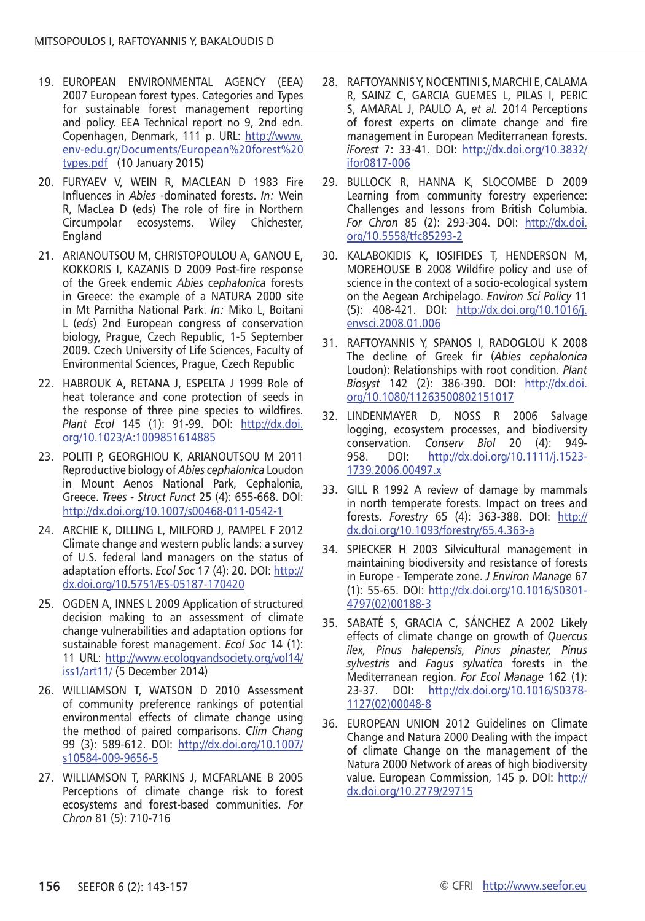19. EUROPEAN ENVIRONMENTAL AGENCY (EEA) 2007 European forest types. Categories and Types for sustainable forest management reporting and policy. EEA Technical report no 9, 2nd edn. Copenhagen, Denmark, 111 p. URL: http://www.env-edu.gr/Documents/European%20forest%20types.pdf (10 January 2015)
20. FURYAEV V, WEIN R, MACLEAN D 1983 Fire Influences in *Abies* -dominated forests. *In:* Wein R, MacLea D (eds) The role of fire in Northern Circumpolar ecosystems. Wiley Chichester, England
21. ARIANOUTSOU M, CHRISTOPOULOU A, GANOU E, KOKKORIS I, KAZANIS D 2009 Post-fire response of the Greek endemic *Abies cephalonica* forests in Greece: the example of a NATURA 2000 site in Mt Parnitha National Park. *In:* Miko L, Boitani L (*eds*) 2nd European congress of conservation biology, Prague, Czech Republic, 1-5 September 2009. Czech University of Life Sciences, Faculty of Environmental Sciences, Prague, Czech Republic
22. HABROUK A, RETANA J, ESPELTA J 1999 Role of heat tolerance and cone protection of seeds in the response of three pine species to wildfires. *Plant Ecol* 145 (1): 91-99. DOI: http://dx.doi.org/10.1023/A:1009851614885
23. POLITI P, GEORGHIOU K, ARIANOUTSOU M 2011 Reproductive biology of *Abies cephalonica* Loudon in Mount Aenos National Park, Cephalonia, Greece. *Trees - Struct Funct* 25 (4): 655-668. DOI: http://dx.doi.org/10.1007/s00468-011-0542-1
24. ARCHIE K, DILLING L, MILFORD J, PAMPEL F 2012 Climate change and western public lands: a survey of U.S. federal land managers on the status of adaptation efforts. *Ecol Soc* 17 (4): 20. DOI: http://dx.doi.org/10.5751/ES-05187-170420
25. OGDEN A, INNES L 2009 Application of structured decision making to an assessment of climate change vulnerabilities and adaptation options for sustainable forest management. *Ecol Soc* 14 (1): 11 URL: http://www.ecologyandsociety.org/vol14/iss1/art11/ (5 December 2014)
26. WILLIAMSON T, WATSON D 2010 Assessment of community preference rankings of potential environmental effects of climate change using the method of paired comparisons. *Clim Chang* 99 (3): 589-612. DOI: http://dx.doi.org/10.1007/s10584-009-9656-5
27. WILLIAMSON T, PARKINS J, MCFARLANE B 2005 Perceptions of climate change risk to forest ecosystems and forest-based communities. *For Chron* 81 (5): 710-716
28. RAFTOYANNIS Y, NOCENTINI S, MARCHI E, CALAMA R, SAINZ C, GARCIA GUEMES L, PILAS I, PERIC S, AMARAL J, PAULO A, *et al.* 2014 Perceptions of forest experts on climate change and fire management in European Mediterranean forests. *iForest* 7: 33-41. DOI: http://dx.doi.org/10.3832/ifor0817-006
29. BULLOCK R, HANNA K, SLOCOMBE D 2009 Learning from community forestry experience: Challenges and lessons from British Columbia. *For Chron* 85 (2): 293-304. DOI: http://dx.doi.org/10.5558/tfc85293-2
30. KALABOKIDIS K, IOSIFIDES T, HENDERSON M, MOREHOUSE B 2008 Wildfire policy and use of science in the context of a socio-ecological system on the Aegean Archipelago. *Environ Sci Policy* 11 (5): 408-421. DOI: http://dx.doi.org/10.1016/j.envsci.2008.01.006
31. RAFTOYANNIS Y, SPANOS I, RADOGLOU K 2008 The decline of Greek fir (*Abies cephalonica* Loudon): Relationships with root condition. *Plant Biosyst* 142 (2): 386-390. DOI: http://dx.doi.org/10.1080/11263500802151017
32. LINDENMAYER D, NOSS R 2006 Salvage logging, ecosystem processes, and biodiversity conservation. *Conserv Biol* 20 (4): 949-958. DOI: http://dx.doi.org/10.1111/j.1523-1739.2006.00497.x
33. GILL R 1992 A review of damage by mammals in north temperate forests. Impact on trees and forests. *Forestry* 65 (4): 363-388. DOI: http://dx.doi.org/10.1093/forestry/65.4.363-a
34. SPIECKER H 2003 Silvicultural management in maintaining biodiversity and resistance of forests in Europe - Temperate zone. *J Environ Manage* 67 (1): 55-65. DOI: http://dx.doi.org/10.1016/S0301-4797(02)00188-3
35. SABATÉ S, GRACIA C, SÁNCHEZ A 2002 Likely effects of climate change on growth of *Quercus ilex, Pinus halepensis, Pinus pinaster, Pinus sylvestris* and *Fagus sylvatica* forests in the Mediterranean region. *For Ecol Manage* 162 (1): 23-37. DOI: http://dx.doi.org/10.1016/S0378-1127(02)00048-8
36. EUROPEAN UNION 2012 Guidelines on Climate Change and Natura 2000 Dealing with the impact of climate Change on the management of the Natura 2000 Network of areas of high biodiversity value. European Commission, 145 p. DOI: http://dx.doi.org/10.2779/29715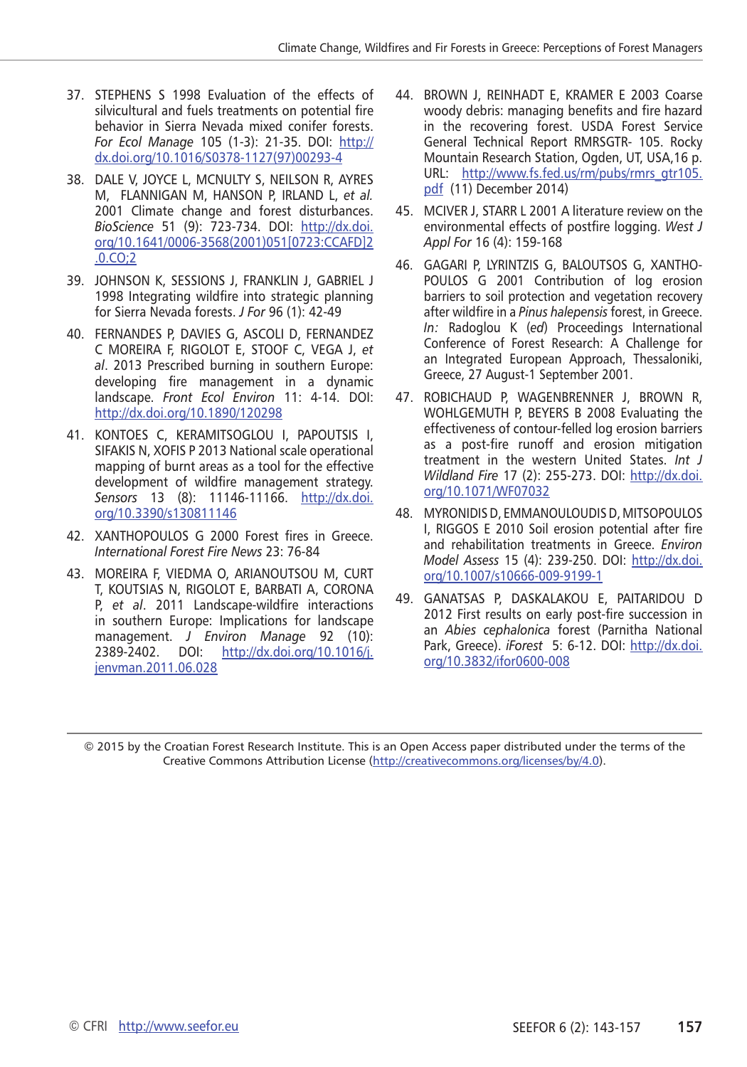37. STEPHENS S 1998 Evaluation of the effects of silvicultural and fuels treatments on potential fire behavior in Sierra Nevada mixed conifer forests. *For Ecol Manage* 105 (1-3): 21-35. DOI: http://dx.doi.org/10.1016/S0378-1127(97)00293-4

38. DALE V, JOYCE L, MCNULTY S, NEILSON R, AYRES M, FLANNIGAN M, HANSON P, IRLAND L, *et al.* 2001 Climate change and forest disturbances. *BioScience* 51 (9): 723-734. DOI: http://dx.doi.org/10.1641/0006-3568(2001)051[0723:CCAFD]2.0.CO;2

39. JOHNSON K, SESSIONS J, FRANKLIN J, GABRIEL J 1998 Integrating wildfire into strategic planning for Sierra Nevada forests. *J For* 96 (1): 42-49

40. FERNANDES P, DAVIES G, ASCOLI D, FERNANDEZ C MOREIRA F, RIGOLOT E, STOOF C, VEGA J, *et al*. 2013 Prescribed burning in southern Europe: developing fire management in a dynamic landscape. *Front Ecol Environ* 11: 4-14. DOI: http://dx.doi.org/10.1890/120298

41. KONTOES C, KERAMITSOGLOU I, PAPOUTSIS I, SIFAKIS N, XOFIS P 2013 National scale operational mapping of burnt areas as a tool for the effective development of wildfire management strategy. *Sensors* 13 (8): 11146-11166. http://dx.doi.org/10.3390/s130811146

42. XANTHOPOULOS G 2000 Forest fires in Greece. *International Forest Fire News* 23: 76-84

43. MOREIRA F, VIEDMA O, ARIANOUTSOU M, CURT T, KOUTSIAS N, RIGOLOT E, BARBATI A, CORONA P, *et al*. 2011 Landscape-wildfire interactions in southern Europe: Implications for landscape management. *J Environ Manage* 92 (10): 2389-2402. DOI: http://dx.doi.org/10.1016/j.jenvman.2011.06.028

44. BROWN J, REINHADT E, KRAMER E 2003 Coarse woody debris: managing benefits and fire hazard in the recovering forest. USDA Forest Service General Technical Report RMRSGTR- 105. Rocky Mountain Research Station, Ogden, UT, USA,16 p. URL: http://www.fs.fed.us/rm/pubs/rmrs_gtr105.pdf (11) December 2014)

45. MCIVER J, STARR L 2001 A literature review on the environmental effects of postfire logging. *West J Appl For* 16 (4): 159-168

46. GAGARI P, LYRINTZIS G, BALOUTSOS G, XANTHOPOULOS G 2001 Contribution of log erosion barriers to soil protection and vegetation recovery after wildfire in a *Pinus halepensis* forest, in Greece. *In:* Radoglou K (*ed*) Proceedings International Conference of Forest Research: A Challenge for an Integrated European Approach, Thessaloniki, Greece, 27 August-1 September 2001.

47. ROBICHAUD P, WAGENBRENNER J, BROWN R, WOHLGEMUTH P, BEYERS B 2008 Evaluating the effectiveness of contour-felled log erosion barriers as a post-fire runoff and erosion mitigation treatment in the western United States. *Int J Wildland Fire* 17 (2): 255-273. DOI: http://dx.doi.org/10.1071/WF07032

48. MYRONIDIS D, EMMANOULOUDIS D, MITSOPOULOS I, RIGGOS E 2010 Soil erosion potential after fire and rehabilitation treatments in Greece. *Environ Model Assess* 15 (4): 239-250. DOI: http://dx.doi.org/10.1007/s10666-009-9199-1

49. GANATSAS P, DASKALAKOU E, PAITARIDOU D 2012 First results on early post-fire succession in an *Abies cephalonica* forest (Parnitha National Park, Greece). *iForest* 5: 6-12. DOI: http://dx.doi.org/10.3832/ifor0600-008

© 2015 by the Croatian Forest Research Institute. This is an Open Access paper distributed under the terms of the Creative Commons Attribution License (http://creativecommons.org/licenses/by/4.0).